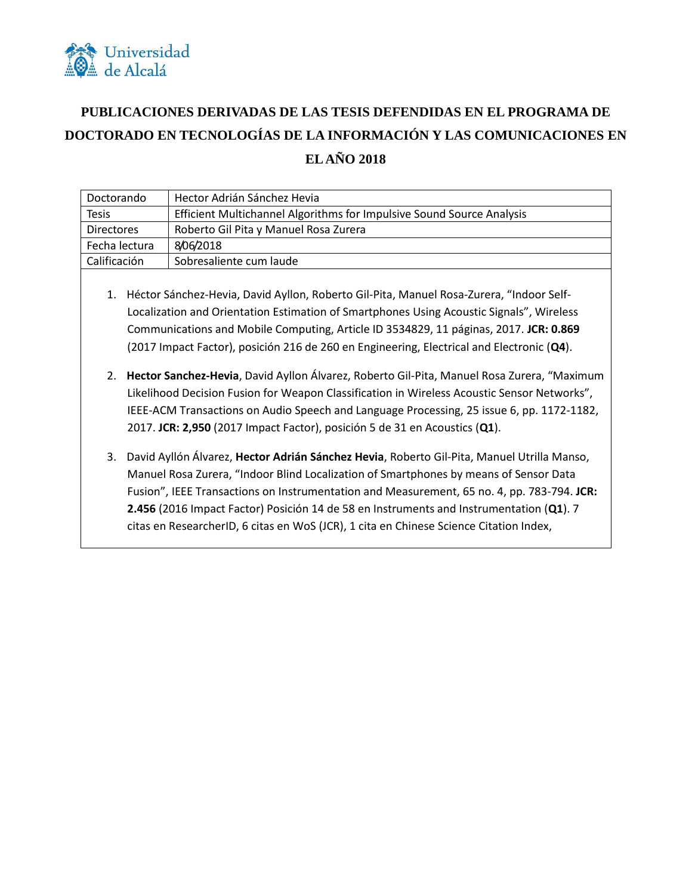Universidad de Alcalá

# PUBLICACIONES DERIVADAS DE LAS TESIS DEFENDIDAS EN EL PROGRAMA DE DOCTORADO EN TECNOLOGÍAS DE LA INFORMACIÓN Y LAS COMUNICACIONES EN EL AÑO 2018

| | |
|---|---|
| Doctorando | Hector Adrián Sánchez Hevia |
| Tesis | Efficient Multichannel Algorithms for Impulsive Sound Source Analysis |
| Directores | Roberto Gil Pita y Manuel Rosa Zurera |
| Fecha lectura | 8/06/2018 |
| Calificación | Sobresaliente cum laude |

1. Héctor Sánchez-Hevia, David Ayllon, Roberto Gil-Pita, Manuel Rosa-Zurera, "Indoor Self-Localization and Orientation Estimation of Smartphones Using Acoustic Signals", Wireless Communications and Mobile Computing, Article ID 3534829, 11 páginas, 2017. **JCR: 0.869** (2017 Impact Factor), posición 216 de 260 en Engineering, Electrical and Electronic (**Q4**).

2. **Hector Sanchez-Hevia**, David Ayllon Álvarez, Roberto Gil-Pita, Manuel Rosa Zurera, "Maximum Likelihood Decision Fusion for Weapon Classification in Wireless Acoustic Sensor Networks", IEEE-ACM Transactions on Audio Speech and Language Processing, 25 issue 6, pp. 1172-1182, 2017. **JCR: 2,950** (2017 Impact Factor), posición 5 de 31 en Acoustics (**Q1**).

3. David Ayllón Álvarez, **Hector Adrián Sánchez Hevia**, Roberto Gil-Pita, Manuel Utrilla Manso, Manuel Rosa Zurera, "Indoor Blind Localization of Smartphones by means of Sensor Data Fusion", IEEE Transactions on Instrumentation and Measurement, 65 no. 4, pp. 783-794. **JCR: 2.456** (2016 Impact Factor) Posición 14 de 58 en Instruments and Instrumentation (**Q1**). 7 citas en ResearcherID, 6 citas en WoS (JCR), 1 cita en Chinese Science Citation Index,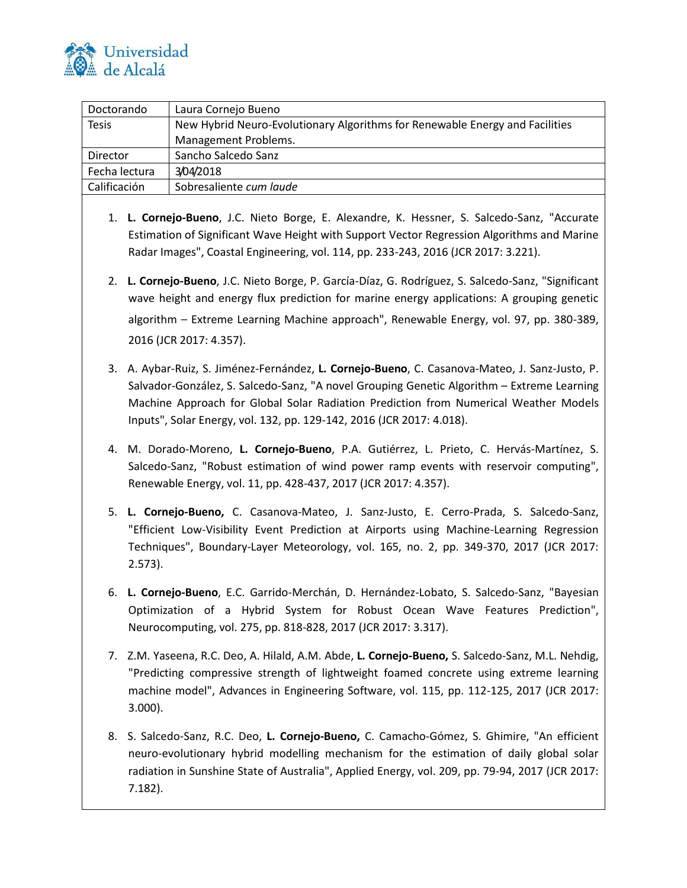Universidad de Alcalá

| Doctorando | Laura Cornejo Bueno |
|---|---|
| Tesis | New Hybrid Neuro-Evolutionary Algorithms for Renewable Energy and Facilities Management Problems. |
| Director | Sancho Salcedo Sanz |
| Fecha lectura | 3/04/2018 |
| Calificación | Sobresaliente *cum laude* |

1. **L. Cornejo-Bueno**, J.C. Nieto Borge, E. Alexandre, K. Hessner, S. Salcedo-Sanz, "Accurate Estimation of Significant Wave Height with Support Vector Regression Algorithms and Marine Radar Images", Coastal Engineering, vol. 114, pp. 233-243, 2016 (JCR 2017: 3.221).

2. **L. Cornejo-Bueno**, J.C. Nieto Borge, P. García-Díaz, G. Rodríguez, S. Salcedo-Sanz, "Significant wave height and energy flux prediction for marine energy applications: A grouping genetic algorithm – Extreme Learning Machine approach", Renewable Energy, vol. 97, pp. 380-389, 2016 (JCR 2017: 4.357).

3. A. Aybar-Ruiz, S. Jiménez-Fernández, **L. Cornejo-Bueno**, C. Casanova-Mateo, J. Sanz-Justo, P. Salvador-González, S. Salcedo-Sanz, "A novel Grouping Genetic Algorithm – Extreme Learning Machine Approach for Global Solar Radiation Prediction from Numerical Weather Models Inputs", Solar Energy, vol. 132, pp. 129-142, 2016 (JCR 2017: 4.018).

4. M. Dorado-Moreno, **L. Cornejo-Bueno**, P.A. Gutiérrez, L. Prieto, C. Hervás-Martínez, S. Salcedo-Sanz, "Robust estimation of wind power ramp events with reservoir computing", Renewable Energy, vol. 11, pp. 428-437, 2017 (JCR 2017: 4.357).

5. **L. Cornejo-Bueno,** C. Casanova-Mateo, J. Sanz-Justo, E. Cerro-Prada, S. Salcedo-Sanz, "Efficient Low-Visibility Event Prediction at Airports using Machine-Learning Regression Techniques", Boundary-Layer Meteorology, vol. 165, no. 2, pp. 349-370, 2017 (JCR 2017: 2.573).

6. **L. Cornejo-Bueno**, E.C. Garrido-Merchán, D. Hernández-Lobato, S. Salcedo-Sanz, "Bayesian Optimization of a Hybrid System for Robust Ocean Wave Features Prediction", Neurocomputing, vol. 275, pp. 818-828, 2017 (JCR 2017: 3.317).

7. Z.M. Yaseena, R.C. Deo, A. Hilald, A.M. Abde, **L. Cornejo-Bueno,** S. Salcedo-Sanz, M.L. Nehdig, "Predicting compressive strength of lightweight foamed concrete using extreme learning machine model", Advances in Engineering Software, vol. 115, pp. 112-125, 2017 (JCR 2017: 3.000).

8. S. Salcedo-Sanz, R.C. Deo, **L. Cornejo-Bueno,** C. Camacho-Gómez, S. Ghimire, "An efficient neuro-evolutionary hybrid modelling mechanism for the estimation of daily global solar radiation in Sunshine State of Australia", Applied Energy, vol. 209, pp. 79-94, 2017 (JCR 2017: 7.182).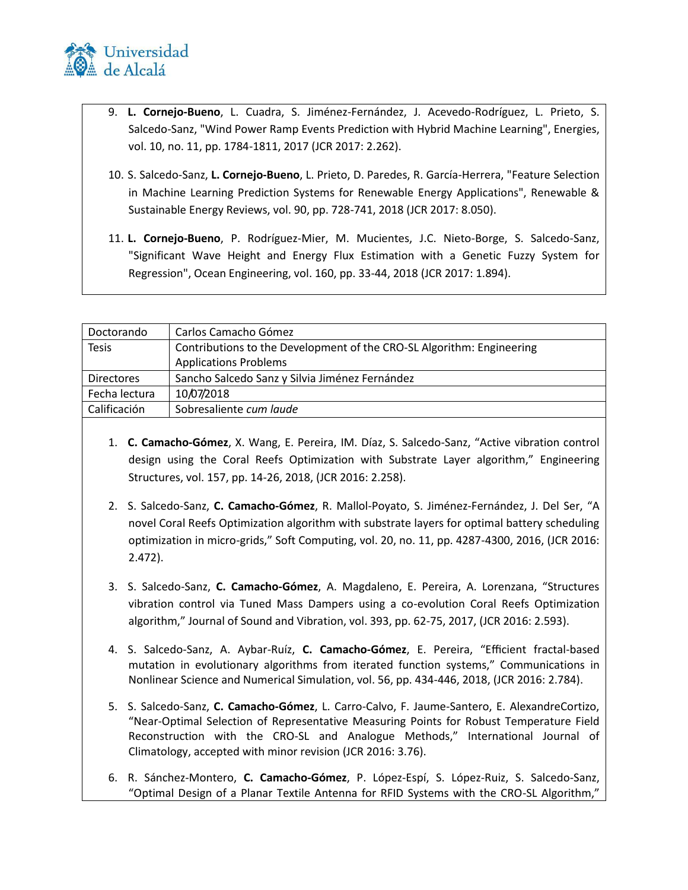9. **L. Cornejo-Bueno**, L. Cuadra, S. Jiménez-Fernández, J. Acevedo-Rodríguez, L. Prieto, S. Salcedo-Sanz, "Wind Power Ramp Events Prediction with Hybrid Machine Learning", Energies, vol. 10, no. 11, pp. 1784-1811, 2017 (JCR 2017: 2.262).

10. S. Salcedo-Sanz, **L. Cornejo-Bueno**, L. Prieto, D. Paredes, R. García-Herrera, "Feature Selection in Machine Learning Prediction Systems for Renewable Energy Applications", Renewable & Sustainable Energy Reviews, vol. 90, pp. 728-741, 2018 (JCR 2017: 8.050).

11. **L. Cornejo-Bueno**, P. Rodríguez-Mier, M. Mucientes, J.C. Nieto-Borge, S. Salcedo-Sanz, "Significant Wave Height and Energy Flux Estimation with a Genetic Fuzzy System for Regression", Ocean Engineering, vol. 160, pp. 33-44, 2018 (JCR 2017: 1.894).

| Doctorando | Carlos Camacho Gómez |
|---|---|
| Tesis | Contributions to the Development of the CRO-SL Algorithm: Engineering Applications Problems |
| Directores | Sancho Salcedo Sanz y Silvia Jiménez Fernández |
| Fecha lectura | 10/07/2018 |
| Calificación | Sobresaliente *cum laude* |

1. **C. Camacho-Gómez**, X. Wang, E. Pereira, IM. Díaz, S. Salcedo-Sanz, "Active vibration control design using the Coral Reefs Optimization with Substrate Layer algorithm," Engineering Structures, vol. 157, pp. 14-26, 2018, (JCR 2016: 2.258).

2. S. Salcedo-Sanz, **C. Camacho-Gómez**, R. Mallol-Poyato, S. Jiménez-Fernández, J. Del Ser, "A novel Coral Reefs Optimization algorithm with substrate layers for optimal battery scheduling optimization in micro-grids," Soft Computing, vol. 20, no. 11, pp. 4287-4300, 2016, (JCR 2016: 2.472).

3. S. Salcedo-Sanz, **C. Camacho-Gómez**, A. Magdaleno, E. Pereira, A. Lorenzana, "Structures vibration control via Tuned Mass Dampers using a co-evolution Coral Reefs Optimization algorithm," Journal of Sound and Vibration, vol. 393, pp. 62-75, 2017, (JCR 2016: 2.593).

4. S. Salcedo-Sanz, A. Aybar-Ruíz, **C. Camacho-Gómez**, E. Pereira, "Efficient fractal-based mutation in evolutionary algorithms from iterated function systems," Communications in Nonlinear Science and Numerical Simulation, vol. 56, pp. 434-446, 2018, (JCR 2016: 2.784).

5. S. Salcedo-Sanz, **C. Camacho-Gómez**, L. Carro-Calvo, F. Jaume-Santero, E. AlexandreCortizo, "Near-Optimal Selection of Representative Measuring Points for Robust Temperature Field Reconstruction with the CRO-SL and Analogue Methods," International Journal of Climatology, accepted with minor revision (JCR 2016: 3.76).

6. R. Sánchez-Montero, **C. Camacho-Gómez**, P. López-Espí, S. López-Ruiz, S. Salcedo-Sanz, "Optimal Design of a Planar Textile Antenna for RFID Systems with the CRO-SL Algorithm,"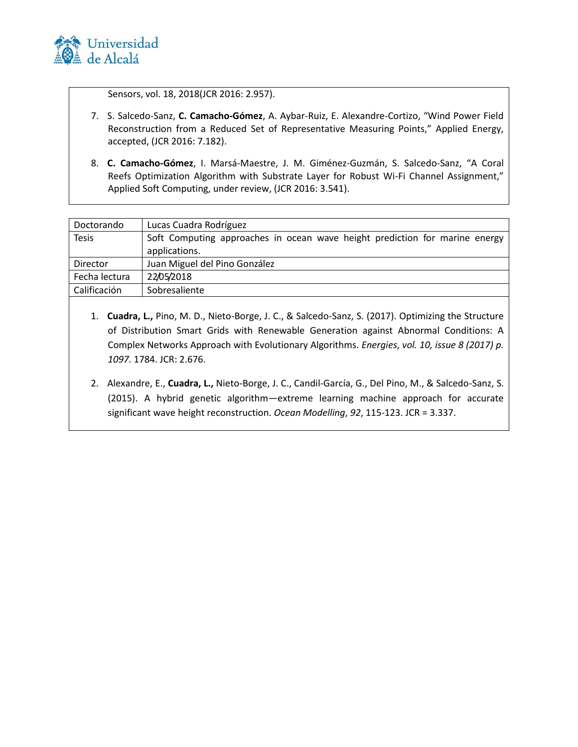Sensors, vol. 18, 2018(JCR 2016: 2.957).

7. S. Salcedo-Sanz, **C. Camacho-Gómez**, A. Aybar-Ruiz, E. Alexandre-Cortizo, "Wind Power Field Reconstruction from a Reduced Set of Representative Measuring Points," Applied Energy, accepted, (JCR 2016: 7.182).

8. **C. Camacho-Gómez**, I. Marsá-Maestre, J. M. Giménez-Guzmán, S. Salcedo-Sanz, "A Coral Reefs Optimization Algorithm with Substrate Layer for Robust Wi-Fi Channel Assignment," Applied Soft Computing, under review, (JCR 2016: 3.541).

| | |
|---|---|
| Doctorando | Lucas Cuadra Rodríguez |
| Tesis | Soft Computing approaches in ocean wave height prediction for marine energy applications. |
| Director | Juan Miguel del Pino González |
| Fecha lectura | 22/05/2018 |
| Calificación | Sobresaliente |

1. **Cuadra, L.,** Pino, M. D., Nieto-Borge, J. C., & Salcedo-Sanz, S. (2017). Optimizing the Structure of Distribution Smart Grids with Renewable Generation against Abnormal Conditions: A Complex Networks Approach with Evolutionary Algorithms. *Energies*, *vol. 10, issue 8 (2017) p. 1097.* 1784. JCR: 2.676.

2. Alexandre, E., **Cuadra, L.,** Nieto-Borge, J. C., Candil-García, G., Del Pino, M., & Salcedo-Sanz, S. (2015). A hybrid genetic algorithm—extreme learning machine approach for accurate significant wave height reconstruction. *Ocean Modelling*, *92*, 115-123. JCR = 3.337.